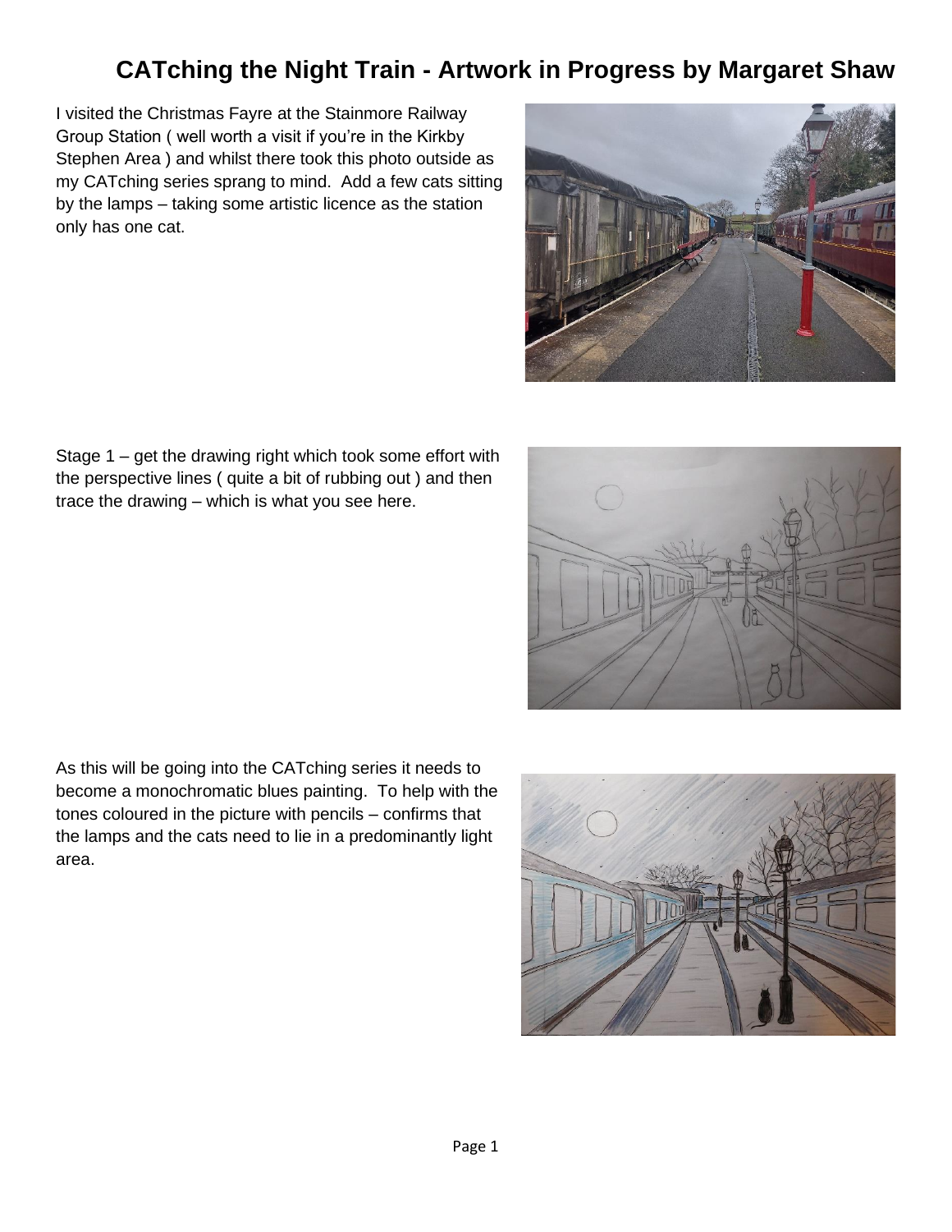# CATching the Night Train - Artwork in Progress by Margaret Shaw

I visited the Christmas Fayre at the Stainmore Railway Group Station ( well worth a visit if you're in the Kirkby Stephen Area ) and whilst there took this photo outside as my CATching series sprang to mind. Add a few cats sitting by the lamps – taking some artistic licence as the station only has one cat.

Stage 1 – get the drawing right which took some effort with the perspective lines ( quite a bit of rubbing out ) and then trace the drawing – which is what you see here.

As this will be going into the CATching series it needs to become a monochromatic blues painting. To help with the tones coloured in the picture with pencils – confirms that the lamps and the cats need to lie in a predominantly light area.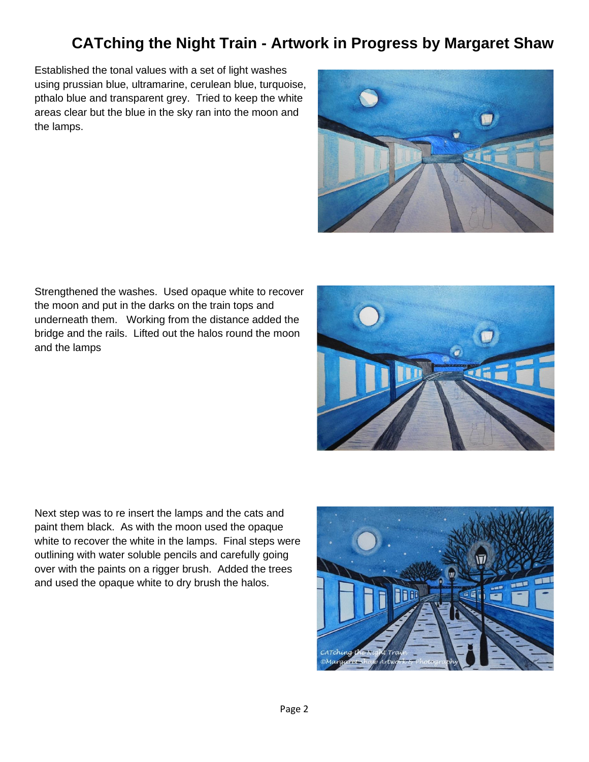# CATching the Night Train - Artwork in Progress by Margaret Shaw

Established the tonal values with a set of light washes using prussian blue, ultramarine, cerulean blue, turquoise, pthalo blue and transparent grey. Tried to keep the white areas clear but the blue in the sky ran into the moon and the lamps.

Strengthened the washes. Used opaque white to recover the moon and put in the darks on the train tops and underneath them. Working from the distance added the bridge and the rails. Lifted out the halos round the moon and the lamps

Next step was to re insert the lamps and the cats and paint them black. As with the moon used the opaque white to recover the white in the lamps. Final steps were outlining with water soluble pencils and carefully going over with the paints on a rigger brush. Added the trees and used the opaque white to dry brush the halos.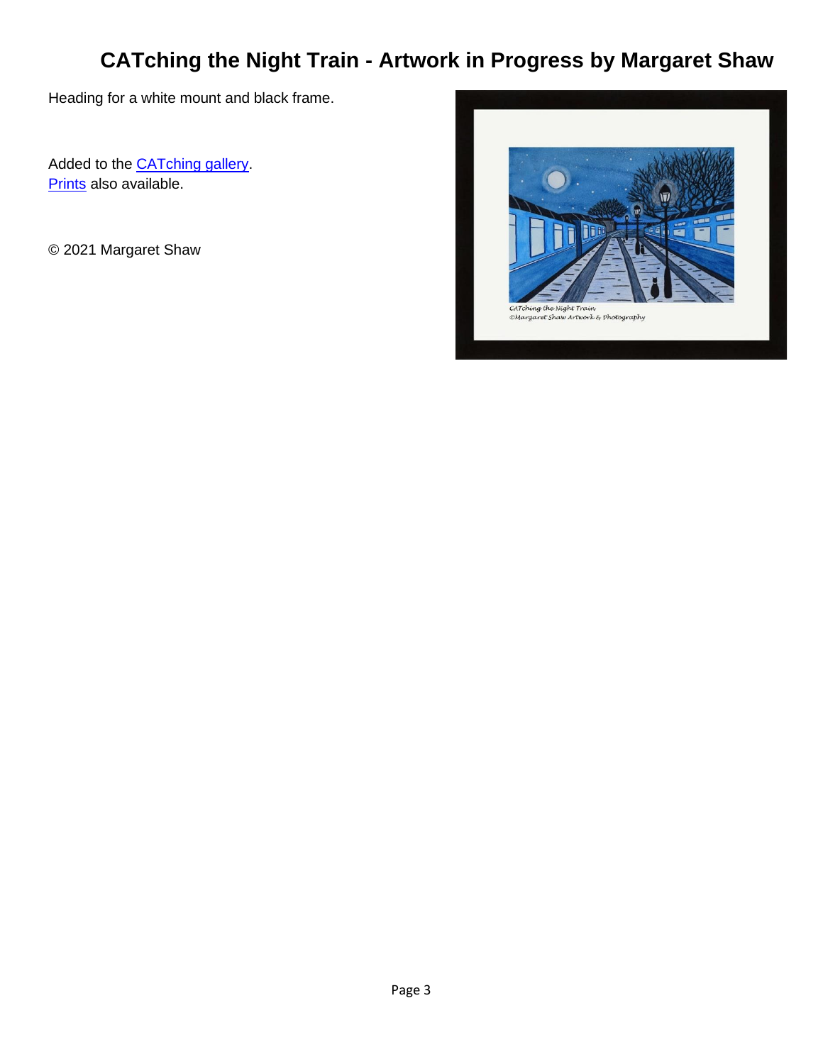# CATching the Night Train - Artwork in Progress by Margaret Shaw

Heading for a white mount and black frame.

Added to the CATching gallery.
Prints also available.

© 2021 Margaret Shaw